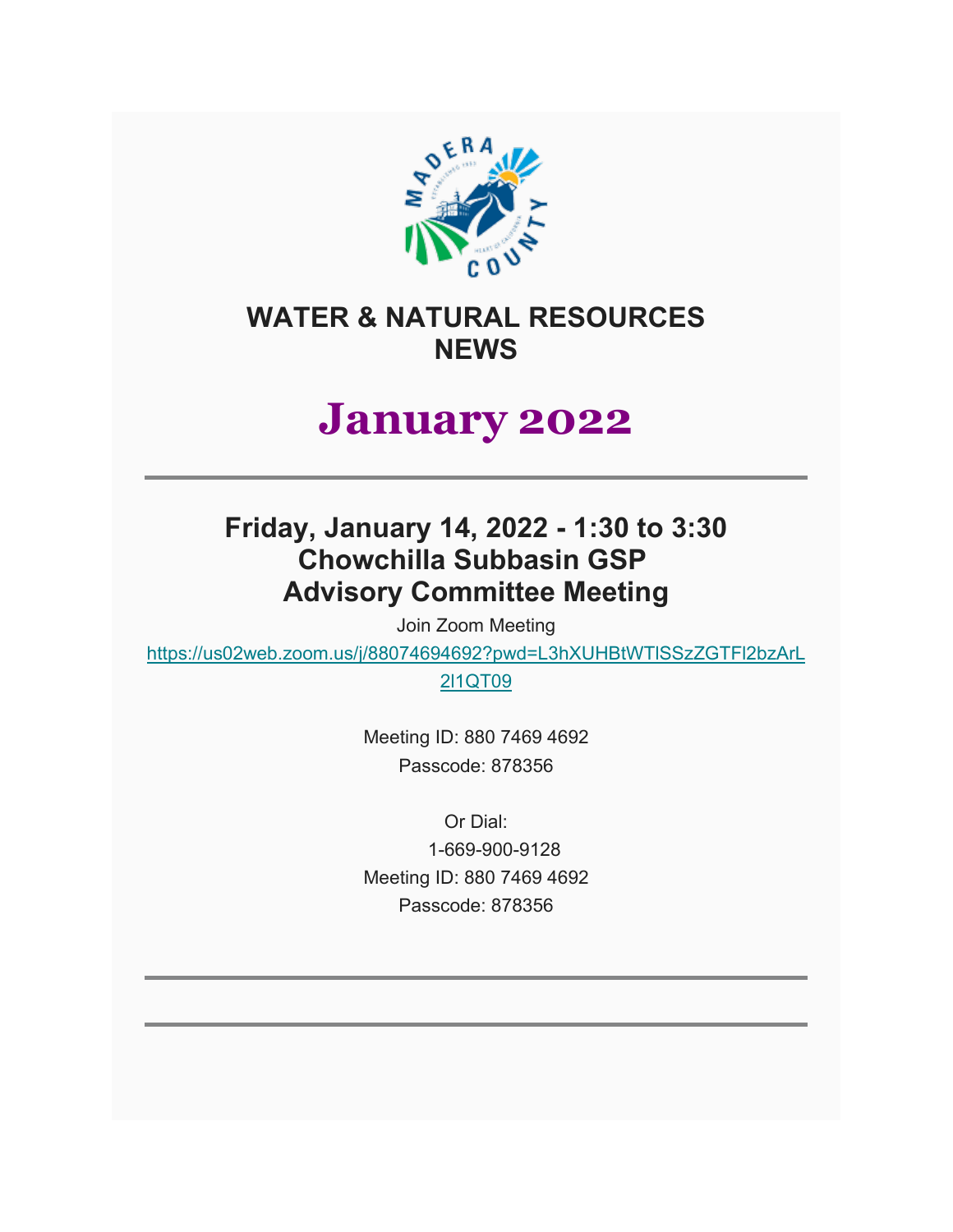# WATER & NATURAL RESOURCES NEWS

# January 2022

---

## Friday, January 14, 2022 - 1:30 to 3:30 Chowchilla Subbasin GSP Advisory Committee Meeting

Join Zoom Meeting

https://us02web.zoom.us/j/88074694692?pwd=L3hXUHBtWTlSSzZGTFl2bzArL2l1QT09

Meeting ID: 880 7469 4692
Passcode: 878356

Or Dial:
1-669-900-9128
Meeting ID: 880 7469 4692
Passcode: 878356

---

---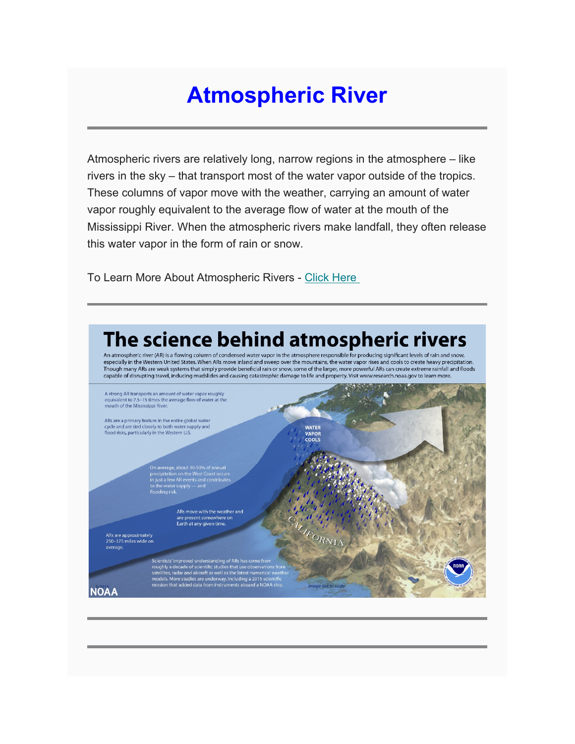# Atmospheric River

---

Atmospheric rivers are relatively long, narrow regions in the atmosphere – like rivers in the sky – that transport most of the water vapor outside of the tropics. These columns of vapor move with the weather, carrying an amount of water vapor roughly equivalent to the average flow of water at the mouth of the Mississippi River. When the atmospheric rivers make landfall, they often release this water vapor in the form of rain or snow.

To Learn More About Atmospheric Rivers - Click Here

---

## The science behind atmospheric rivers

An atmospheric river (AR) is a flowing column of condensed water vapor in the atmosphere responsible for producing significant levels of rain and snow, especially in the Western United States. When ARs move inland and sweep over the mountains, the water vapor rises and cools to create heavy precipitation. Though many ARs are weak systems that simply provide beneficial rain or snow, some of the larger, more powerful ARs can create extreme rainfall and floods capable of disrupting travel, inducing mudslides and causing catastrophic damage to life and property. Visit www.research.noaa.gov to learn more.

A strong AR transports an amount of water vapor roughly equivalent to 7.5–15 times the average flow of water at the mouth of the Mississippi River.

ARs are a primary feature in the entire global water cycle and are tied closely to both water supply and flood risks, particularly in the Western U.S.

WATER VAPOR COOLS

On average, about 30-50% of annual precipitation on the West Coast occurs in just a few AR events and contributes to the water supply — and flooding risk.

ARs move with the weather and are present somewhere on Earth at any given time.

ARs are approximately 250–375 miles wide on average.

CALIFORNIA

Scientists' improved understanding of ARs has come from roughly a decade of scientific studies that use observations from satellites, radar and aircraft as well as the latest numerical weather models. More studies are underway, including a 2015 scientific mission that added data from instruments aboard a NOAA ship.

*Image not to scale*

NOAA

---

---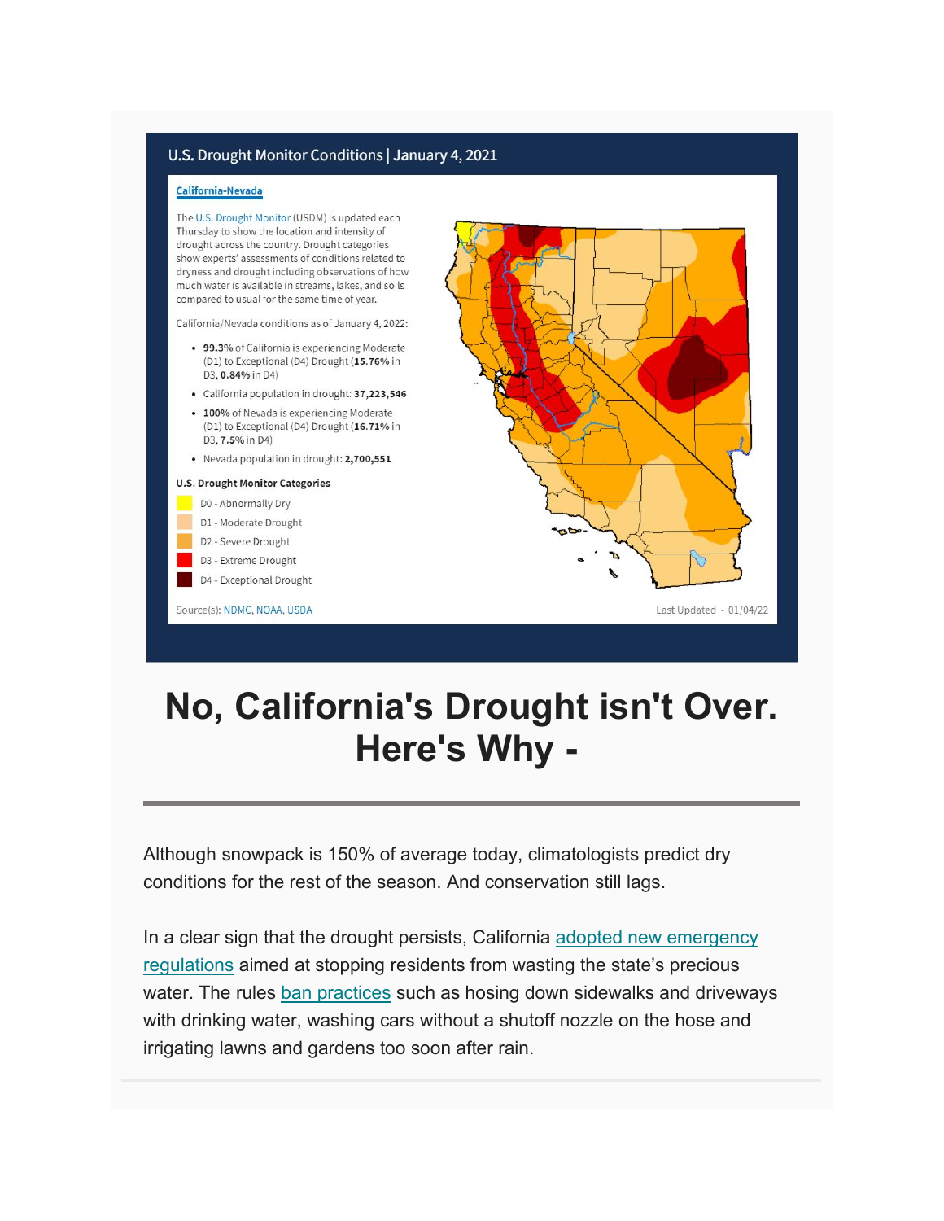U.S. Drought Monitor Conditions | January 4, 2021

**California-Nevada**

The U.S. Drought Monitor (USDM) is updated each Thursday to show the location and intensity of drought across the country. Drought categories show experts' assessments of conditions related to dryness and drought including observations of how much water is available in streams, lakes, and soils compared to usual for the same time of year.

California/Nevada conditions as of January 4, 2022:

- **99.3%** of California is experiencing Moderate (D1) to Exceptional (D4) Drought (**15.76%** in D3, **0.84%** in D4)
- California population in drought: **37,223,546**
- **100%** of Nevada is experiencing Moderate (D1) to Exceptional (D4) Drought (**16.71%** in D3, **7.5%** in D4)
- Nevada population in drought: **2,700,551**

**U.S. Drought Monitor Categories**

- D0 - Abnormally Dry
- D1 - Moderate Drought
- D2 - Severe Drought
- D3 - Extreme Drought
- D4 - Exceptional Drought

Source(s): NDMC, NOAA, USDA

Last Updated - 01/04/22

# No, California's Drought isn't Over. Here's Why -

Although snowpack is 150% of average today, climatologists predict dry conditions for the rest of the season. And conservation still lags.

In a clear sign that the drought persists, California adopted new emergency regulations aimed at stopping residents from wasting the state's precious water. The rules ban practices such as hosing down sidewalks and driveways with drinking water, washing cars without a shutoff nozzle on the hose and irrigating lawns and gardens too soon after rain.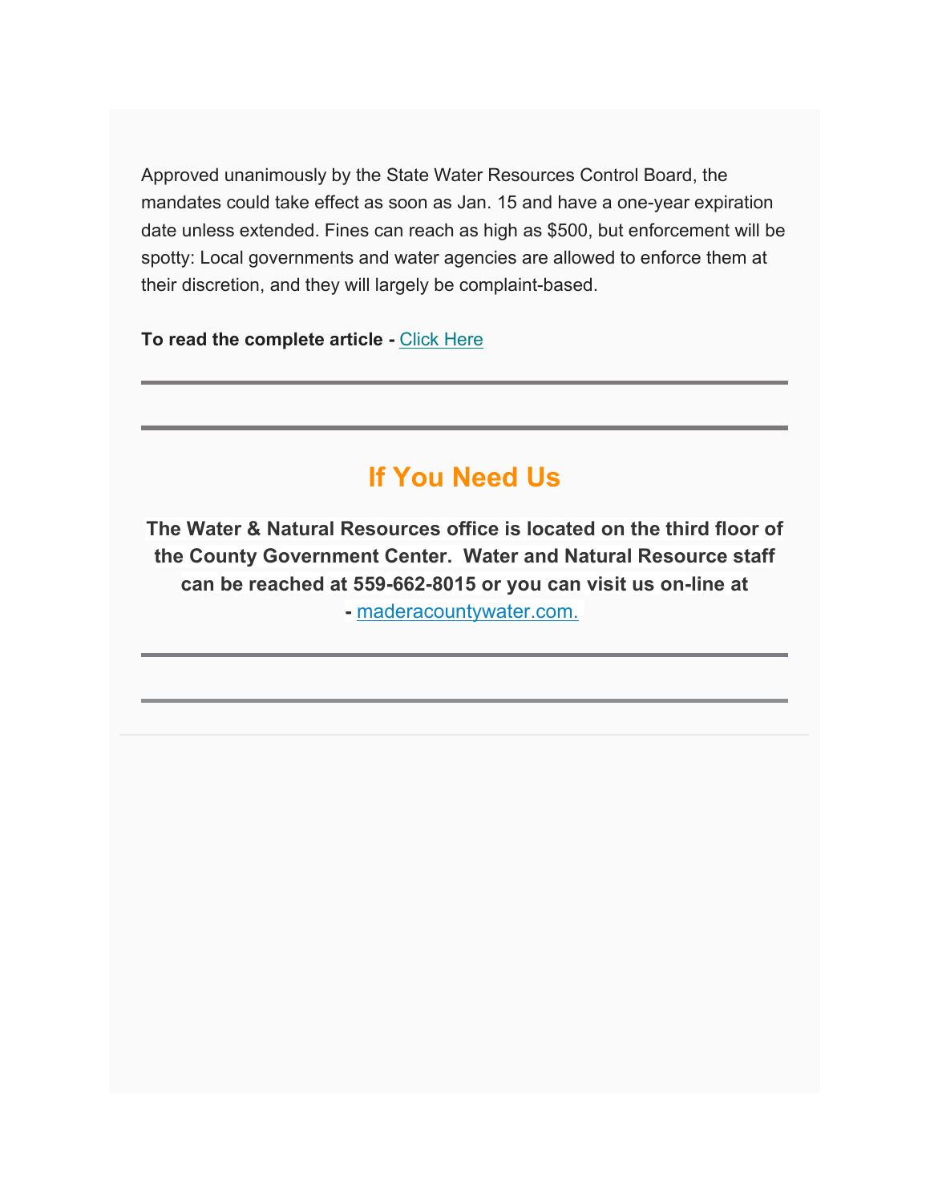Approved unanimously by the State Water Resources Control Board, the mandates could take effect as soon as Jan. 15 and have a one-year expiration date unless extended. Fines can reach as high as $500, but enforcement will be spotty: Local governments and water agencies are allowed to enforce them at their discretion, and they will largely be complaint-based.

**To read the complete article -** Click Here

---

---

## If You Need Us

**The Water & Natural Resources office is located on the third floor of the County Government Center. Water and Natural Resource staff can be reached at 559-662-8015 or you can visit us on-line at - maderacountywater.com.**

---

---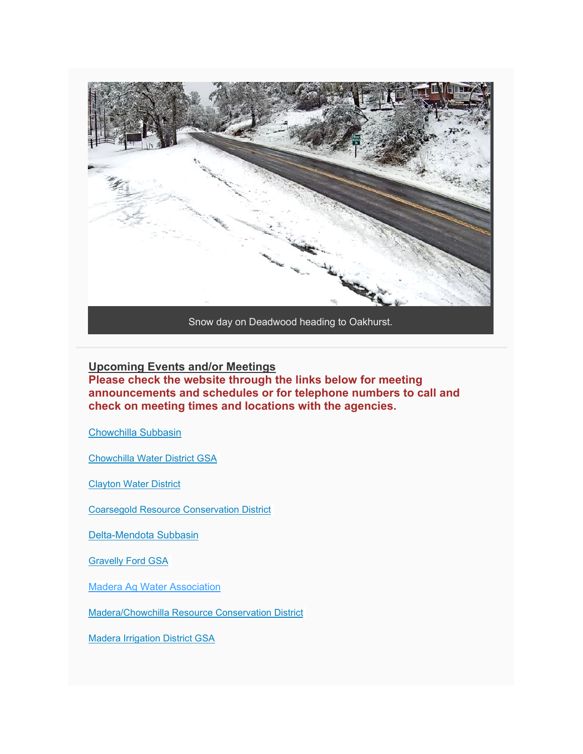Snow day on Deadwood heading to Oakhurst.

## Upcoming Events and/or Meetings

**Please check the website through the links below for meeting announcements and schedules or for telephone numbers to call and check on meeting times and locations with the agencies.**

Chowchilla Subbasin

Chowchilla Water District GSA

Clayton Water District

Coarsegold Resource Conservation District

Delta-Mendota Subbasin

Gravelly Ford GSA

Madera Ag Water Association

Madera/Chowchilla Resource Conservation District

Madera Irrigation District GSA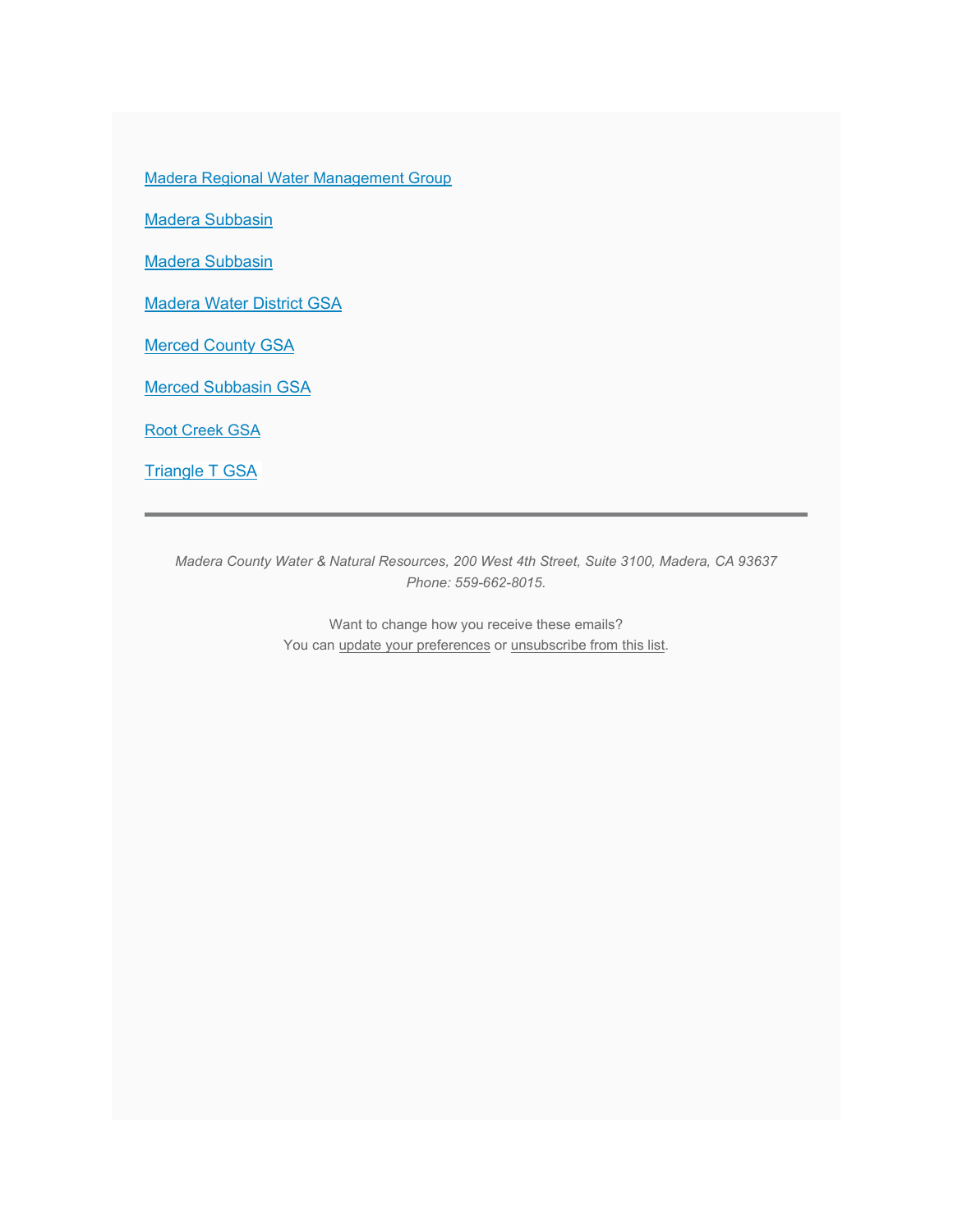[Madera Regional Water Management Group](#)

[Madera Subbasin](#)

[Madera Subbasin](#)

[Madera Water District GSA](#)

[Merced County GSA](#)

[Merced Subbasin GSA](#)

[Root Creek GSA](#)

[Triangle T GSA](#)

---

*Madera County Water & Natural Resources, 200 West 4th Street, Suite 3100, Madera, CA 93637*
*Phone: 559-662-8015.*

Want to change how you receive these emails?
You can [update your preferences](#) or [unsubscribe from this list](#).